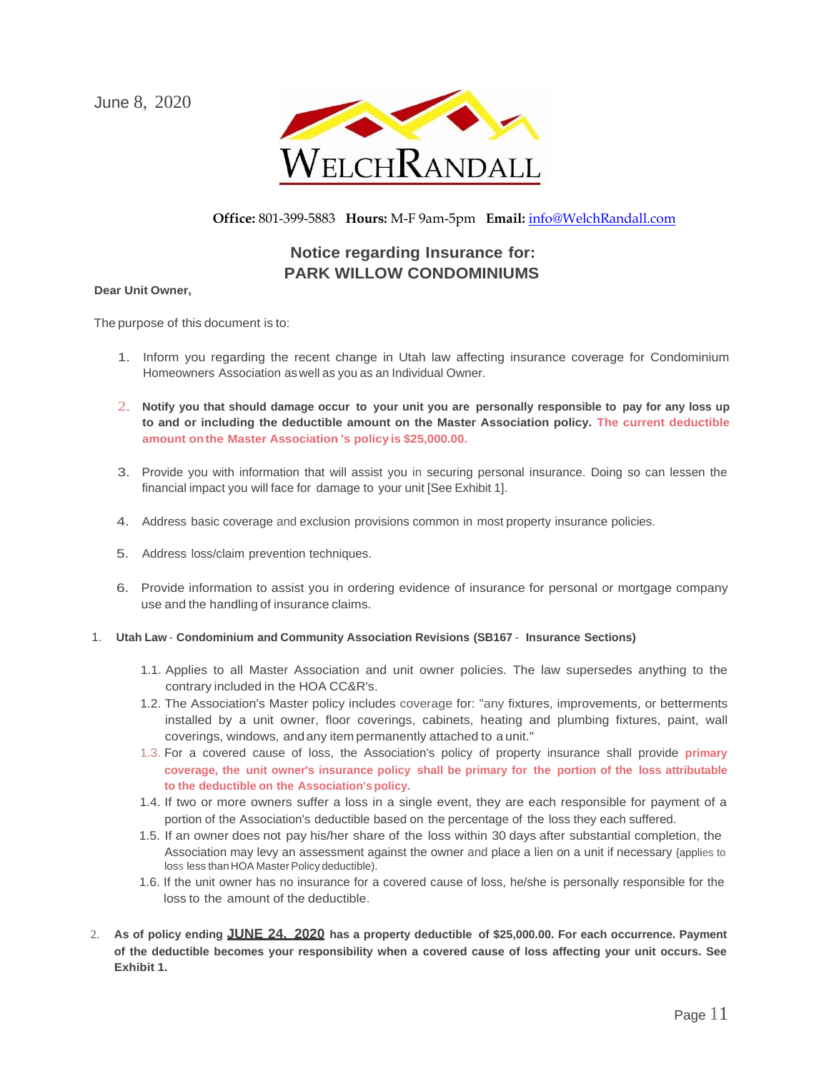June 8, 2020

WELCHRANDALL

**Office:** 801-399-5883 **Hours:** M-F 9am-5pm **Email:** info@WelchRandall.com

## Notice regarding Insurance for: PARK WILLOW CONDOMINIUMS

**Dear Unit Owner,**

The purpose of this document is to:

1. Inform you regarding the recent change in Utah law affecting insurance coverage for Condominium Homeowners Association as well as you as an Individual Owner.

2. **Notify you that should damage occur to your unit you are personally responsible to pay for any loss up to and or including the deductible amount on the Master Association policy. The current deductible amount on the Master Association 's policy is $25,000.00.**

3. Provide you with information that will assist you in securing personal insurance. Doing so can lessen the financial impact you will face for damage to your unit [See Exhibit 1].

4. Address basic coverage and exclusion provisions common in most property insurance policies.

5. Address loss/claim prevention techniques.

6. Provide information to assist you in ordering evidence of insurance for personal or mortgage company use and the handling of insurance claims.

1. **Utah Law - Condominium and Community Association Revisions (SB167 - Insurance Sections)**

    1.1. Applies to all Master Association and unit owner policies. The law supersedes anything to the contrary included in the HOA CC&R's.

    1.2. The Association's Master policy includes coverage for: "any fixtures, improvements, or betterments installed by a unit owner, floor coverings, cabinets, heating and plumbing fixtures, paint, wall coverings, windows, and any item permanently attached to a unit."

    1.3. For a covered cause of loss, the Association's policy of property insurance shall provide **primary coverage, the unit owner's insurance policy shall be primary for the portion of the loss attributable to the deductible on the Association's policy.**

    1.4. If two or more owners suffer a loss in a single event, they are each responsible for payment of a portion of the Association's deductible based on the percentage of the loss they each suffered.

    1.5. If an owner does not pay his/her share of the loss within 30 days after substantial completion, the Association may levy an assessment against the owner and place a lien on a unit if necessary {applies to loss less than HOA Master Policy deductible).

    1.6. If the unit owner has no insurance for a covered cause of loss, he/she is personally responsible for the loss to the amount of the deductible.

2. **As of policy ending <u>JUNE 24, 2020</u> has a property deductible of $25,000.00. For each occurrence. Payment of the deductible becomes your responsibility when a covered cause of loss affecting your unit occurs. See Exhibit 1.**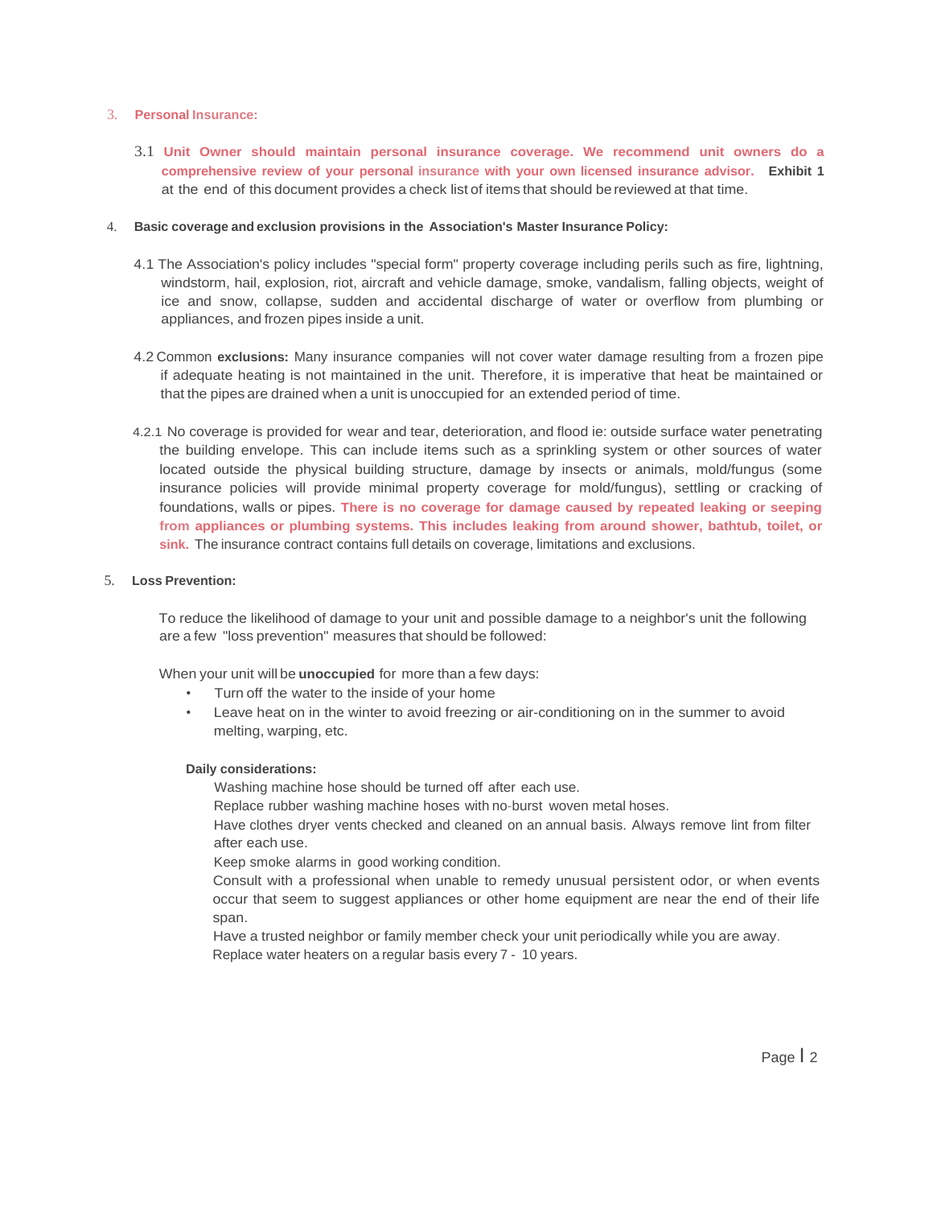## 3. **Personal Insurance:**

3.1 **Unit Owner should maintain personal insurance coverage. We recommend unit owners do a comprehensive review of your personal insurance with your own licensed insurance advisor.** **Exhibit 1** at the end of this document provides a check list of items that should be reviewed at that time.

## 4. **Basic coverage and exclusion provisions in the Association's Master Insurance Policy:**

4.1 The Association's policy includes "special form" property coverage including perils such as fire, lightning, windstorm, hail, explosion, riot, aircraft and vehicle damage, smoke, vandalism, falling objects, weight of ice and snow, collapse, sudden and accidental discharge of water or overflow from plumbing or appliances, and frozen pipes inside a unit.

4.2 Common **exclusions:** Many insurance companies will not cover water damage resulting from a frozen pipe if adequate heating is not maintained in the unit. Therefore, it is imperative that heat be maintained or that the pipes are drained when a unit is unoccupied for an extended period of time.

4.2.1 No coverage is provided for wear and tear, deterioration, and flood ie: outside surface water penetrating the building envelope. This can include items such as a sprinkling system or other sources of water located outside the physical building structure, damage by insects or animals, mold/fungus (some insurance policies will provide minimal property coverage for mold/fungus), settling or cracking of foundations, walls or pipes. **There is no coverage for damage caused by repeated leaking or seeping from appliances or plumbing systems. This includes leaking from around shower, bathtub, toilet, or sink.** The insurance contract contains full details on coverage, limitations and exclusions.

## 5. **Loss Prevention:**

To reduce the likelihood of damage to your unit and possible damage to a neighbor's unit the following are a few "loss prevention" measures that should be followed:

When your unit will be **unoccupied** for more than a few days:

- Turn off the water to the inside of your home
- Leave heat on in the winter to avoid freezing or air-conditioning on in the summer to avoid melting, warping, etc.

**Daily considerations:**

Washing machine hose should be turned off after each use.

Replace rubber washing machine hoses with no-burst woven metal hoses.

Have clothes dryer vents checked and cleaned on an annual basis. Always remove lint from filter after each use.

Keep smoke alarms in good working condition.

Consult with a professional when unable to remedy unusual persistent odor, or when events occur that seem to suggest appliances or other home equipment are near the end of their life span.

Have a trusted neighbor or family member check your unit periodically while you are away.

Replace water heaters on a regular basis every 7 - 10 years.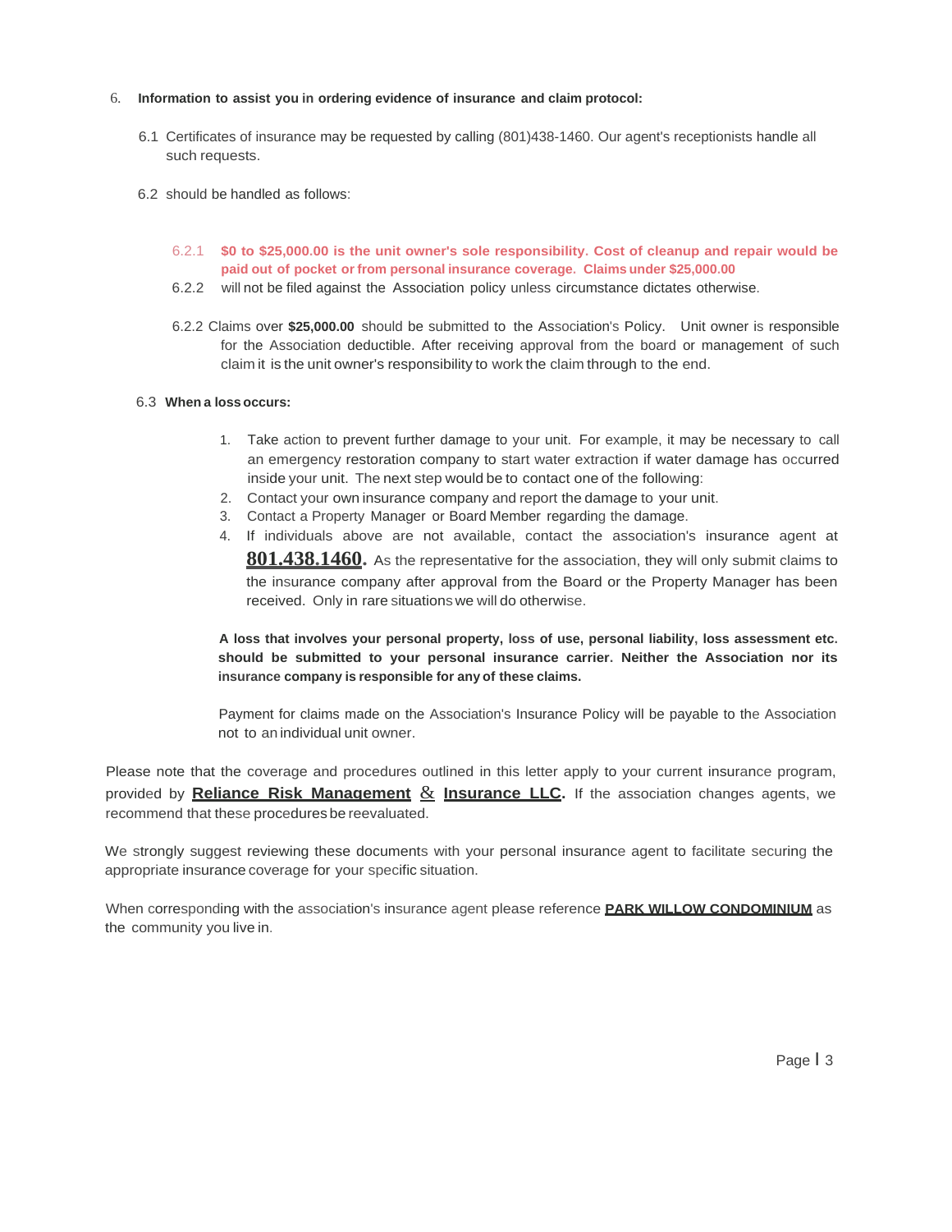6. **Information to assist you in ordering evidence of insurance and claim protocol:**

6.1 Certificates of insurance may be requested by calling (801)438-1460. Our agent's receptionists handle all such requests.

6.2 should be handled as follows:

6.2.1 **$0 to $25,000.00 is the unit owner's sole responsibility. Cost of cleanup and repair would be paid out of pocket or from personal insurance coverage. Claims under $25,000.00**

6.2.2 will not be filed against the Association policy unless circumstance dictates otherwise.

6.2.2 Claims over **$25,000.00** should be submitted to the Association's Policy. Unit owner is responsible for the Association deductible. After receiving approval from the board or management of such claim it is the unit owner's responsibility to work the claim through to the end.

6.3 **When a loss occurs:**

1. Take action to prevent further damage to your unit. For example, it may be necessary to call an emergency restoration company to start water extraction if water damage has occurred inside your unit. The next step would be to contact one of the following:
2. Contact your own insurance company and report the damage to your unit.
3. Contact a Property Manager or Board Member regarding the damage.
4. If individuals above are not available, contact the association's insurance agent at **801.438.1460.** As the representative for the association, they will only submit claims to the insurance company after approval from the Board or the Property Manager has been received. Only in rare situations we will do otherwise.

**A loss that involves your personal property, loss of use, personal liability, loss assessment etc. should be submitted to your personal insurance carrier. Neither the Association nor its insurance company is responsible for any of these claims.**

Payment for claims made on the Association's Insurance Policy will be payable to the Association not to an individual unit owner.

Please note that the coverage and procedures outlined in this letter apply to your current insurance program, provided by **Reliance Risk Management & Insurance LLC.** If the association changes agents, we recommend that these procedures be reevaluated.

We strongly suggest reviewing these documents with your personal insurance agent to facilitate securing the appropriate insurance coverage for your specific situation.

When corresponding with the association's insurance agent please reference **PARK WILLOW CONDOMINIUM** as the community you live in.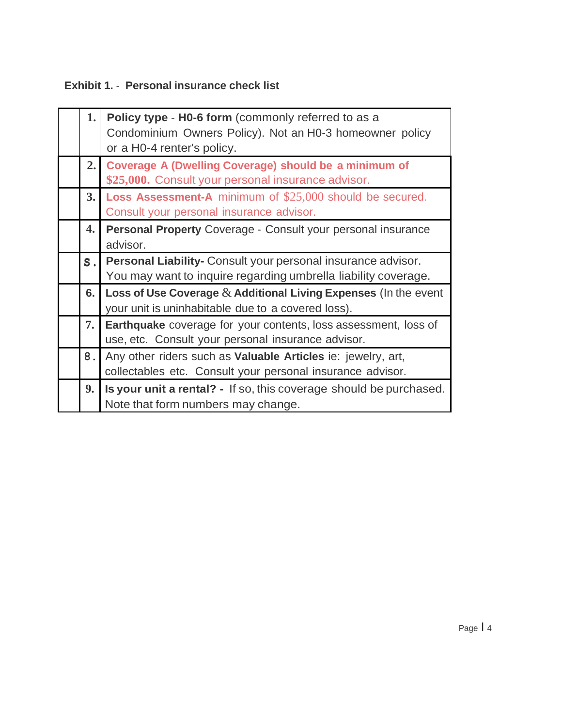**Exhibit 1.** - **Personal insurance check list**

| | | |
|---|---|---|
| | 1. | **Policy type** - **H0-6 form** (commonly referred to as a Condominium Owners Policy). Not an H0-3 homeowner policy or a H0-4 renter's policy. |
| | 2. | **Coverage A (Dwelling Coverage) should be a minimum of $25,000.** Consult your personal insurance advisor. |
| | 3. | **Loss Assessment-A** minimum of $25,000 should be secured. Consult your personal insurance advisor. |
| | 4. | **Personal Property** Coverage - Consult your personal insurance advisor. |
| | S. | **Personal Liability-** Consult your personal insurance advisor. You may want to inquire regarding umbrella liability coverage. |
| | 6. | **Loss of Use Coverage** & **Additional Living Expenses** (In the event your unit is uninhabitable due to a covered loss). |
| | 7. | **Earthquake** coverage for your contents, loss assessment, loss of use, etc. Consult your personal insurance advisor. |
| | 8. | Any other riders such as **Valuable Articles** ie: jewelry, art, collectables etc. Consult your personal insurance advisor. |
| | 9. | **Is your unit a rental? -** If so, this coverage should be purchased. Note that form numbers may change. |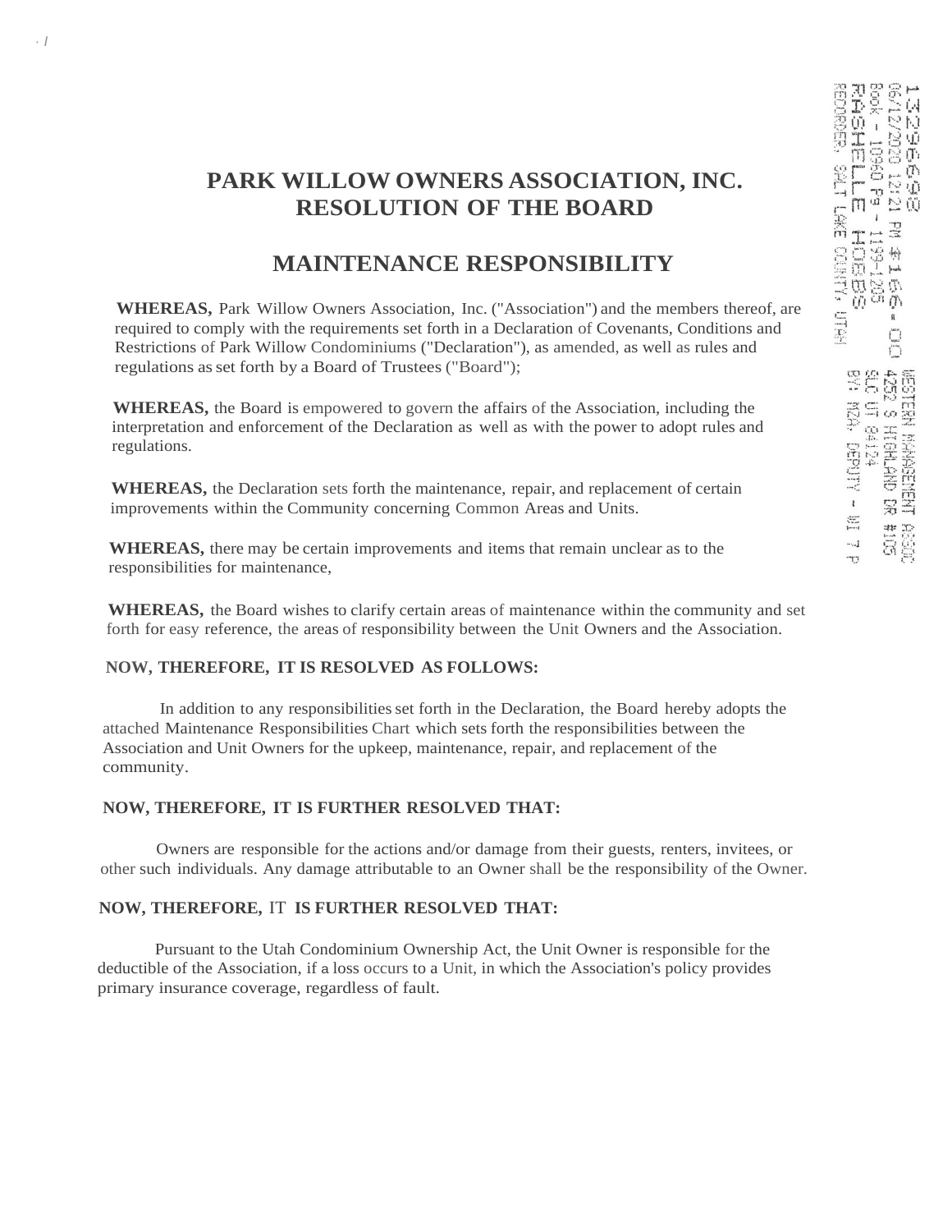# PARK WILLOW OWNERS ASSOCIATION, INC.
# RESOLUTION OF THE BOARD

## MAINTENANCE RESPONSIBILITY

**WHEREAS,** Park Willow Owners Association, Inc. ("Association") and the members thereof, are required to comply with the requirements set forth in a Declaration of Covenants, Conditions and Restrictions of Park Willow Condominiums ("Declaration"), as amended, as well as rules and regulations as set forth by a Board of Trustees ("Board");

**WHEREAS,** the Board is empowered to govern the affairs of the Association, including the interpretation and enforcement of the Declaration as well as with the power to adopt rules and regulations.

**WHEREAS,** the Declaration sets forth the maintenance, repair, and replacement of certain improvements within the Community concerning Common Areas and Units.

**WHEREAS,** there may be certain improvements and items that remain unclear as to the responsibilities for maintenance,

**WHEREAS,** the Board wishes to clarify certain areas of maintenance within the community and set forth for easy reference, the areas of responsibility between the Unit Owners and the Association.

**NOW, THEREFORE, IT IS RESOLVED AS FOLLOWS:**

In addition to any responsibilities set forth in the Declaration, the Board hereby adopts the attached Maintenance Responsibilities Chart which sets forth the responsibilities between the Association and Unit Owners for the upkeep, maintenance, repair, and replacement of the community.

**NOW, THEREFORE, IT IS FURTHER RESOLVED THAT:**

Owners are responsible for the actions and/or damage from their guests, renters, invitees, or other such individuals. Any damage attributable to an Owner shall be the responsibility of the Owner.

**NOW, THEREFORE, IT IS FURTHER RESOLVED THAT:**

Pursuant to the Utah Condominium Ownership Act, the Unit Owner is responsible for the deductible of the Association, if a loss occurs to a Unit, in which the Association's policy provides primary insurance coverage, regardless of fault.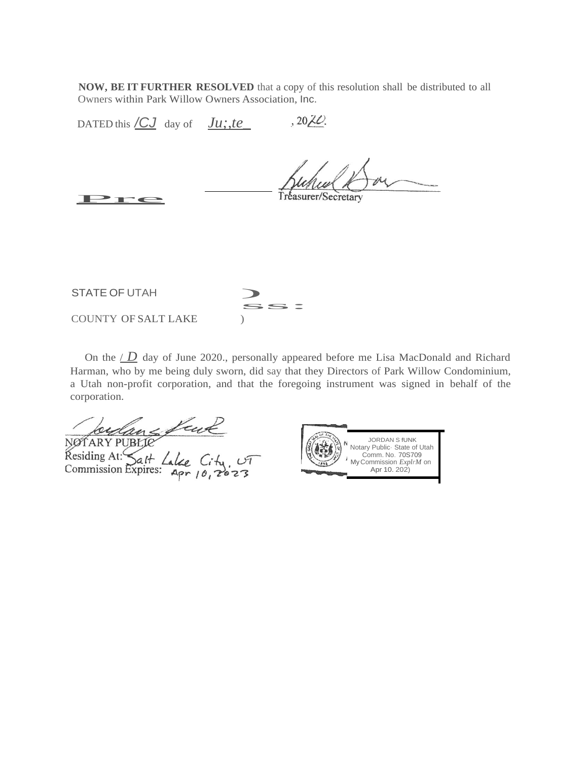**NOW, BE IT FURTHER RESOLVED** that a copy of this resolution shall be distributed to all Owners within Park Willow Owners Association, Inc.

DATED this /CJ day of Ju;,te_ , 20ZO.

Pre

Treasurer/Secretary

STATE OF UTAH )
ss:
COUNTY OF SALT LAKE )

On the / D day of June 2020., personally appeared before me Lisa MacDonald and Richard Harman, who by me being duly sworn, did say that they Directors of Park Willow Condominium, a Utah non-profit corporation, and that the foregoing instrument was signed in behalf of the corporation.

NOTARY PUBLIC
Residing At: Salt Lake City, UT
Commission Expires: Apr 10, 2023

JORDAN S fUNK
Notary Public· State of Utah
Comm. No. 70S709
My Commission ExplrM on
Apr 10. 202)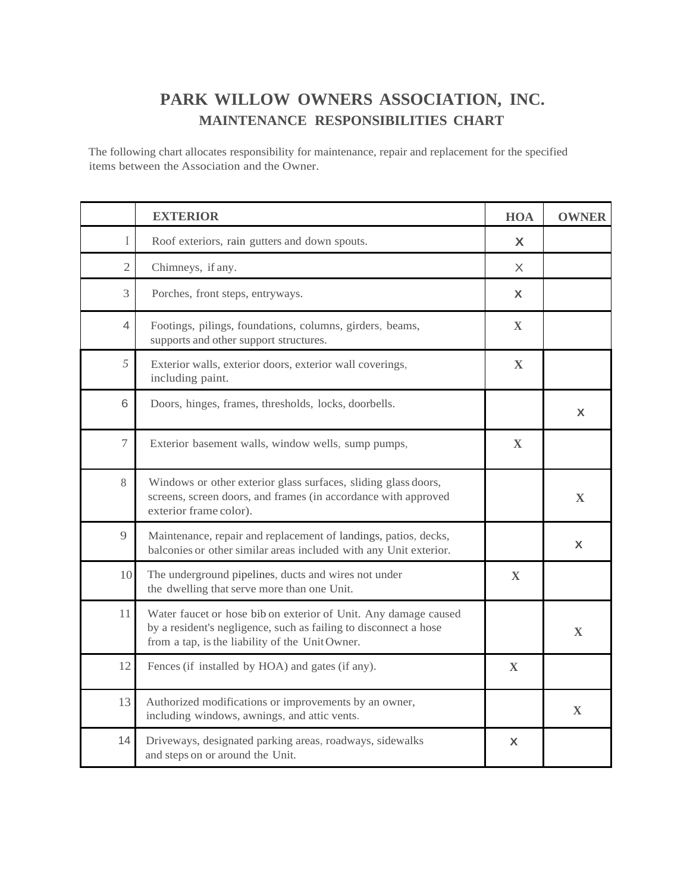# PARK WILLOW OWNERS ASSOCIATION, INC.

## MAINTENANCE RESPONSIBILITIES CHART

The following chart allocates responsibility for maintenance, repair and replacement for the specified items between the Association and the Owner.

| | EXTERIOR | HOA | OWNER |
|---|---|---|---|
| I | Roof exteriors, rain gutters and down spouts. | X | |
| 2 | Chimneys, if any. | X | |
| 3 | Porches, front steps, entryways. | X | |
| 4 | Footings, pilings, foundations, columns, girders, beams, supports and other support structures. | X | |
| 5 | Exterior walls, exterior doors, exterior wall coverings, including paint. | X | |
| 6 | Doors, hinges, frames, thresholds, locks, doorbells. | | X |
| 7 | Exterior basement walls, window wells, sump pumps, | X | |
| 8 | Windows or other exterior glass surfaces, sliding glass doors, screens, screen doors, and frames (in accordance with approved exterior frame color). | | X |
| 9 | Maintenance, repair and replacement of landings, patios, decks, balconies or other similar areas included with any Unit exterior. | | X |
| 10 | The underground pipelines, ducts and wires not under the dwelling that serve more than one Unit. | X | |
| 11 | Water faucet or hose bib on exterior of Unit. Any damage caused by a resident's negligence, such as failing to disconnect a hose from a tap, is the liability of the Unit Owner. | | X |
| 12 | Fences (if installed by HOA) and gates (if any). | X | |
| 13 | Authorized modifications or improvements by an owner, including windows, awnings, and attic vents. | | X |
| 14 | Driveways, designated parking areas, roadways, sidewalks and steps on or around the Unit. | X | |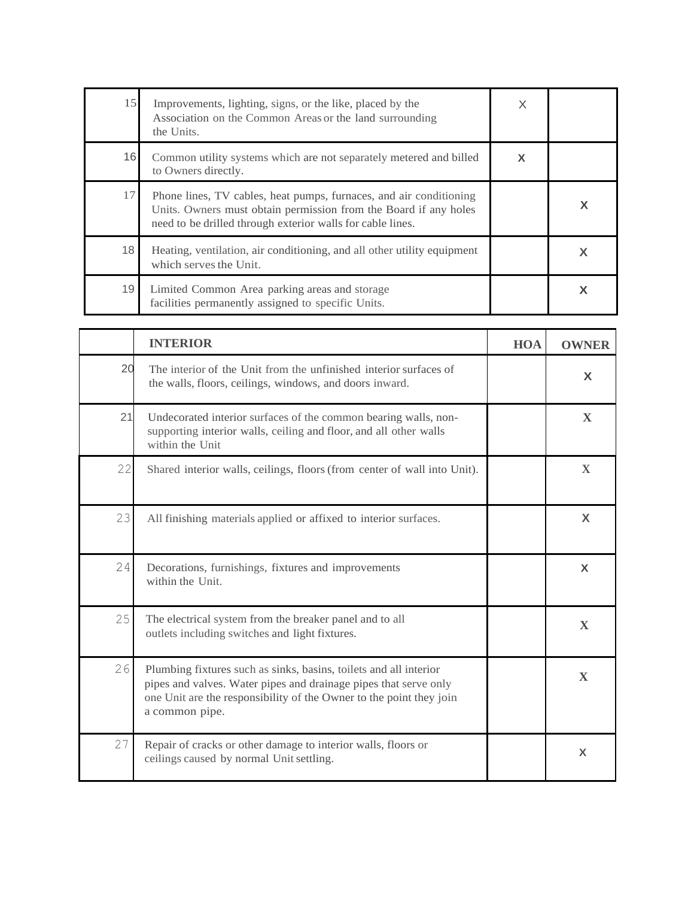| | | | |
|---|---|---|---|
| 15 | Improvements, lighting, signs, or the like, placed by the Association on the Common Areas or the land surrounding the Units. | X | |
| 16 | Common utility systems which are not separately metered and billed to Owners directly. | X | |
| 17 | Phone lines, TV cables, heat pumps, furnaces, and air conditioning Units. Owners must obtain permission from the Board if any holes need to be drilled through exterior walls for cable lines. | | X |
| 18 | Heating, ventilation, air conditioning, and all other utility equipment which serves the Unit. | | X |
| 19 | Limited Common Area parking areas and storage facilities permanently assigned to specific Units. | | X |

| | **INTERIOR** | **HOA** | **OWNER** |
|---|---|---|---|
| 20 | The interior of the Unit from the unfinished interior surfaces of the walls, floors, ceilings, windows, and doors inward. | | X |
| 21 | Undecorated interior surfaces of the common bearing walls, non-supporting interior walls, ceiling and floor, and all other walls within the Unit | | X |
| 22 | Shared interior walls, ceilings, floors (from center of wall into Unit). | | X |
| 23 | All finishing materials applied or affixed to interior surfaces. | | X |
| 24 | Decorations, furnishings, fixtures and improvements within the Unit. | | X |
| 25 | The electrical system from the breaker panel and to all outlets including switches and light fixtures. | | X |
| 26 | Plumbing fixtures such as sinks, basins, toilets and all interior pipes and valves. Water pipes and drainage pipes that serve only one Unit are the responsibility of the Owner to the point they join a common pipe. | | X |
| 27 | Repair of cracks or other damage to interior walls, floors or ceilings caused by normal Unit settling. | | X |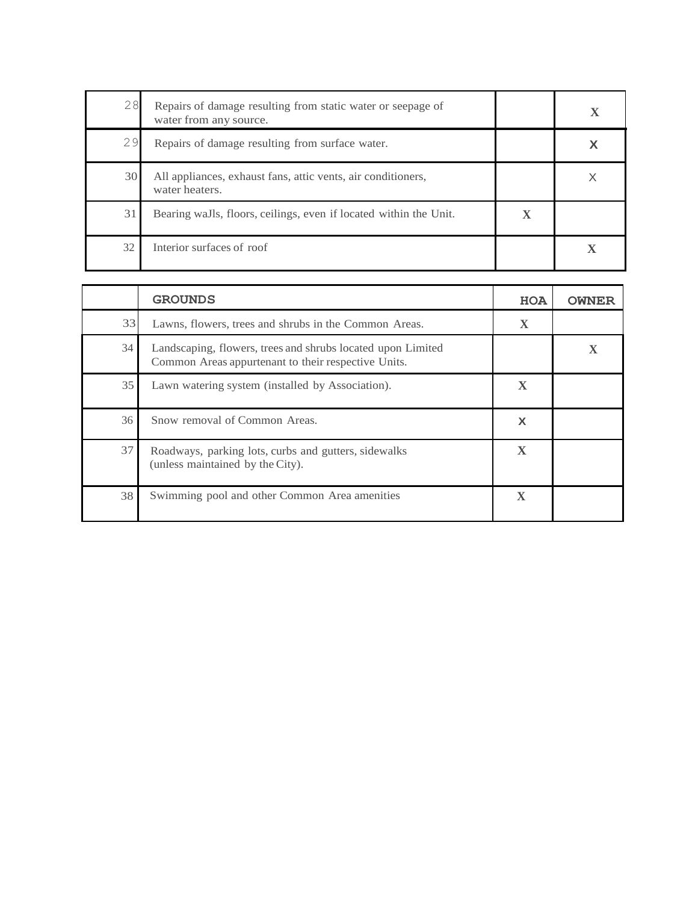| | | | |
|---|---|---|---|
| 28 | Repairs of damage resulting from static water or seepage of water from any source. | | X |
| 29 | Repairs of damage resulting from surface water. | | X |
| 30 | All appliances, exhaust fans, attic vents, air conditioners, water heaters. | | X |
| 31 | Bearing waJls, floors, ceilings, even if located within the Unit. | X | |
| 32 | Interior surfaces of roof | | X |

| | GROUNDS | HOA | OWNER |
|---|---|---|---|
| 33 | Lawns, flowers, trees and shrubs in the Common Areas. | X | |
| 34 | Landscaping, flowers, trees and shrubs located upon Limited Common Areas appurtenant to their respective Units. | | X |
| 35 | Lawn watering system (installed by Association). | X | |
| 36 | Snow removal of Common Areas. | X | |
| 37 | Roadways, parking lots, curbs and gutters, sidewalks (unless maintained by the City). | X | |
| 38 | Swimming pool and other Common Area amenities | X | |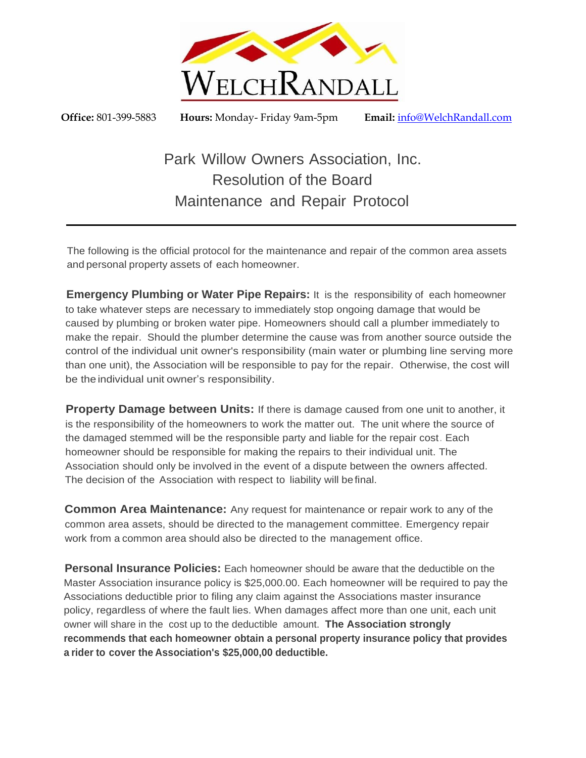WELCHRANDALL

**Office:** 801-399-5883 **Hours:** Monday- Friday 9am-5pm **Email:** info@WelchRandall.com

# Park Willow Owners Association, Inc.
## Resolution of the Board
## Maintenance and Repair Protocol

---

The following is the official protocol for the maintenance and repair of the common area assets and personal property assets of each homeowner.

**Emergency Plumbing or Water Pipe Repairs:** It is the responsibility of each homeowner to take whatever steps are necessary to immediately stop ongoing damage that would be caused by plumbing or broken water pipe. Homeowners should call a plumber immediately to make the repair. Should the plumber determine the cause was from another source outside the control of the individual unit owner's responsibility (main water or plumbing line serving more than one unit), the Association will be responsible to pay for the repair. Otherwise, the cost will be the individual unit owner's responsibility.

**Property Damage between Units:** If there is damage caused from one unit to another, it is the responsibility of the homeowners to work the matter out. The unit where the source of the damaged stemmed will be the responsible party and liable for the repair cost. Each homeowner should be responsible for making the repairs to their individual unit. The Association should only be involved in the event of a dispute between the owners affected. The decision of the Association with respect to liability will be final.

**Common Area Maintenance:** Any request for maintenance or repair work to any of the common area assets, should be directed to the management committee. Emergency repair work from a common area should also be directed to the management office.

**Personal Insurance Policies:** Each homeowner should be aware that the deductible on the Master Association insurance policy is $25,000.00. Each homeowner will be required to pay the Associations deductible prior to filing any claim against the Associations master insurance policy, regardless of where the fault lies. When damages affect more than one unit, each unit owner will share in the cost up to the deductible amount. **The Association strongly recommends that each homeowner obtain a personal property insurance policy that provides a rider to cover the Association's $25,000,00 deductible.**